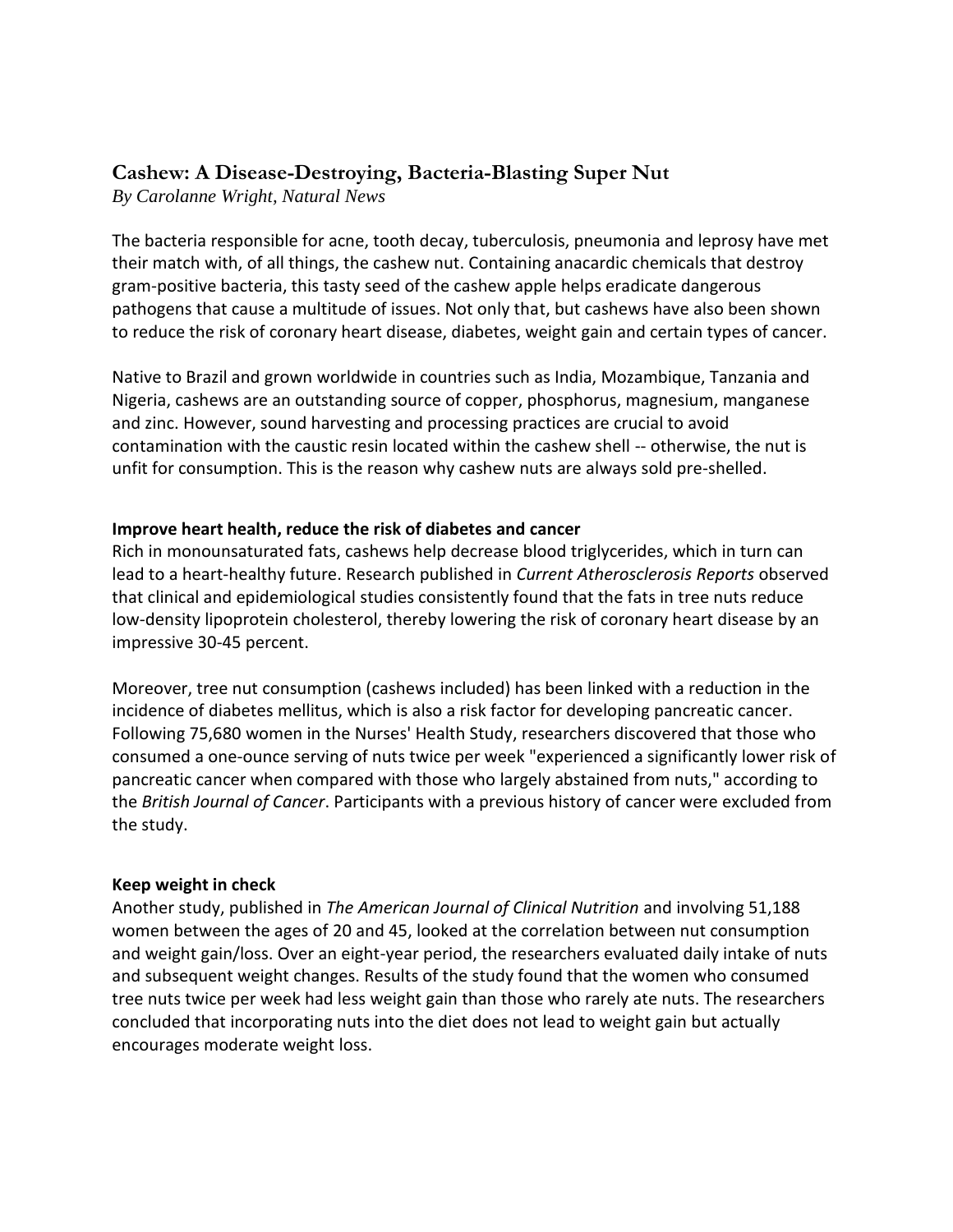# Cashew: A Disease-Destroying, Bacteria-Blasting Super Nut

*By Carolanne Wright, Natural News*

The bacteria responsible for acne, tooth decay, tuberculosis, pneumonia and leprosy have met their match with, of all things, the cashew nut. Containing anacardic chemicals that destroy gram-positive bacteria, this tasty seed of the cashew apple helps eradicate dangerous pathogens that cause a multitude of issues. Not only that, but cashews have also been shown to reduce the risk of coronary heart disease, diabetes, weight gain and certain types of cancer.

Native to Brazil and grown worldwide in countries such as India, Mozambique, Tanzania and Nigeria, cashews are an outstanding source of copper, phosphorus, magnesium, manganese and zinc. However, sound harvesting and processing practices are crucial to avoid contamination with the caustic resin located within the cashew shell -- otherwise, the nut is unfit for consumption. This is the reason why cashew nuts are always sold pre-shelled.

**Improve heart health, reduce the risk of diabetes and cancer**

Rich in monounsaturated fats, cashews help decrease blood triglycerides, which in turn can lead to a heart-healthy future. Research published in *Current Atherosclerosis Reports* observed that clinical and epidemiological studies consistently found that the fats in tree nuts reduce low-density lipoprotein cholesterol, thereby lowering the risk of coronary heart disease by an impressive 30-45 percent.

Moreover, tree nut consumption (cashews included) has been linked with a reduction in the incidence of diabetes mellitus, which is also a risk factor for developing pancreatic cancer. Following 75,680 women in the Nurses' Health Study, researchers discovered that those who consumed a one-ounce serving of nuts twice per week "experienced a significantly lower risk of pancreatic cancer when compared with those who largely abstained from nuts," according to the *British Journal of Cancer*. Participants with a previous history of cancer were excluded from the study.

**Keep weight in check**

Another study, published in *The American Journal of Clinical Nutrition* and involving 51,188 women between the ages of 20 and 45, looked at the correlation between nut consumption and weight gain/loss. Over an eight-year period, the researchers evaluated daily intake of nuts and subsequent weight changes. Results of the study found that the women who consumed tree nuts twice per week had less weight gain than those who rarely ate nuts. The researchers concluded that incorporating nuts into the diet does not lead to weight gain but actually encourages moderate weight loss.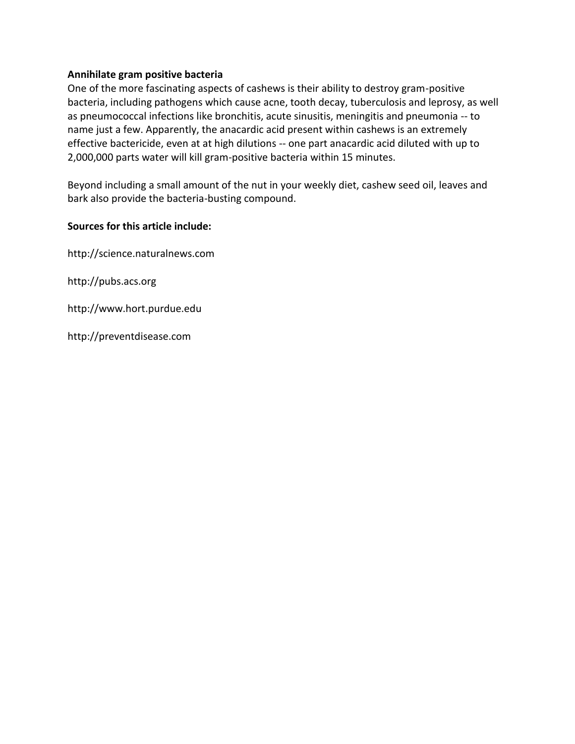**Annihilate gram positive bacteria**

One of the more fascinating aspects of cashews is their ability to destroy gram-positive bacteria, including pathogens which cause acne, tooth decay, tuberculosis and leprosy, as well as pneumococcal infections like bronchitis, acute sinusitis, meningitis and pneumonia -- to name just a few. Apparently, the anacardic acid present within cashews is an extremely effective bactericide, even at at high dilutions -- one part anacardic acid diluted with up to 2,000,000 parts water will kill gram-positive bacteria within 15 minutes.

Beyond including a small amount of the nut in your weekly diet, cashew seed oil, leaves and bark also provide the bacteria-busting compound.

**Sources for this article include:**

http://science.naturalnews.com

http://pubs.acs.org

http://www.hort.purdue.edu

http://preventdisease.com